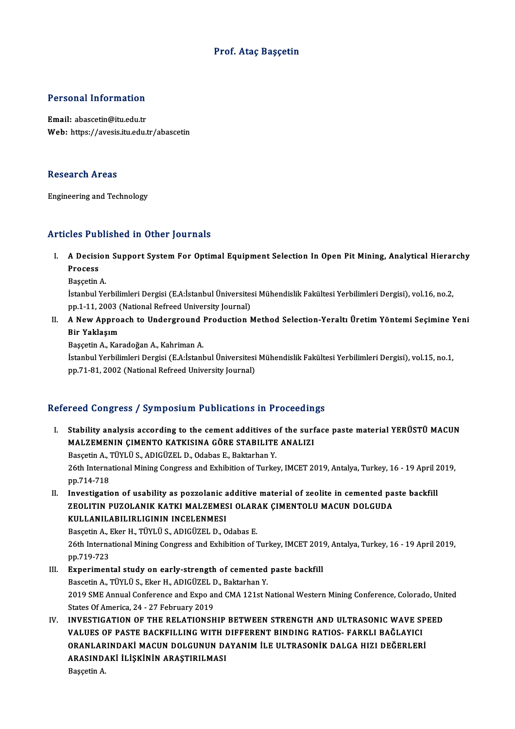# Prof. Ataç Başçetin

## Personal Information

**Email:** abascetin@itu.edu.tr
**Web:** https://avesis.itu.edu.tr/abascetin

## Research Areas

Engineering and Technology

## Articles Published in Other Journals

I. **A Decision Support System For Optimal Equipment Selection In Open Pit Mining, Analytical Hierarchy Process**
   Başçetin A.
   İstanbul Yerbilimleri Dergisi (E.A:İstanbul Üniversitesi Mühendislik Fakültesi Yerbilimleri Dergisi), vol.16, no.2, pp.1-11, 2003 (National Refreed University Journal)

II. **A New Approach to Underground Production Method Selection-Yeraltı Üretim Yöntemi Seçimine Yeni Bir Yaklaşım**
   Başçetin A., Karadoğan A., Kahriman A.
   İstanbul Yerbilimleri Dergisi (E.A:İstanbul Üniversitesi Mühendislik Fakültesi Yerbilimleri Dergisi), vol.15, no.1, pp.71-81, 2002 (National Refreed University Journal)

## Refereed Congress / Symposium Publications in Proceedings

I. **Stability analysis according to the cement additives of the surface paste material YERÜSTÜ MACUN MALZEMENIN ÇIMENTO KATKISINA GÖRE STABILITE ANALIZI**
   Basçetin A., TÜYLÜ S., ADIGÜZEL D., Odabas E., Baktarhan Y.
   26th International Mining Congress and Exhibition of Turkey, IMCET 2019, Antalya, Turkey, 16 - 19 April 2019, pp.714-718

II. **Investigation of usability as pozzolanic additive material of zeolite in cemented paste backfill ZEOLITIN PUZOLANIK KATKI MALZEMESI OLARAK ÇIMENTOLU MACUN DOLGUDA KULLANILABILIRLIGININ INCELENMESI**
   Basçetin A., Eker H., TÜYLÜ S., ADIGÜZEL D., Odabas E.
   26th International Mining Congress and Exhibition of Turkey, IMCET 2019, Antalya, Turkey, 16 - 19 April 2019, pp.719-723

III. **Experimental study on early-strength of cemented paste backfill**
   Bascetin A., TÜYLÜ S., Eker H., ADIGÜZEL D., Baktarhan Y.
   2019 SME Annual Conference and Expo and CMA 121st National Western Mining Conference, Colorado, United States Of America, 24 - 27 February 2019

IV. **INVESTIGATION OF THE RELATIONSHIP BETWEEN STRENGTH AND ULTRASONIC WAVE SPEED VALUES OF PASTE BACKFILLING WITH DIFFERENT BINDING RATIOS- FARKLI BAĞLAYICI ORANLARINDAKİ MACUN DOLGUNUN DAYANIM İLE ULTRASONİK DALGA HIZI DEĞERLERİ ARASINDAKİ İLİŞKİNİN ARAŞTIRILMASI**
   Başçetin A.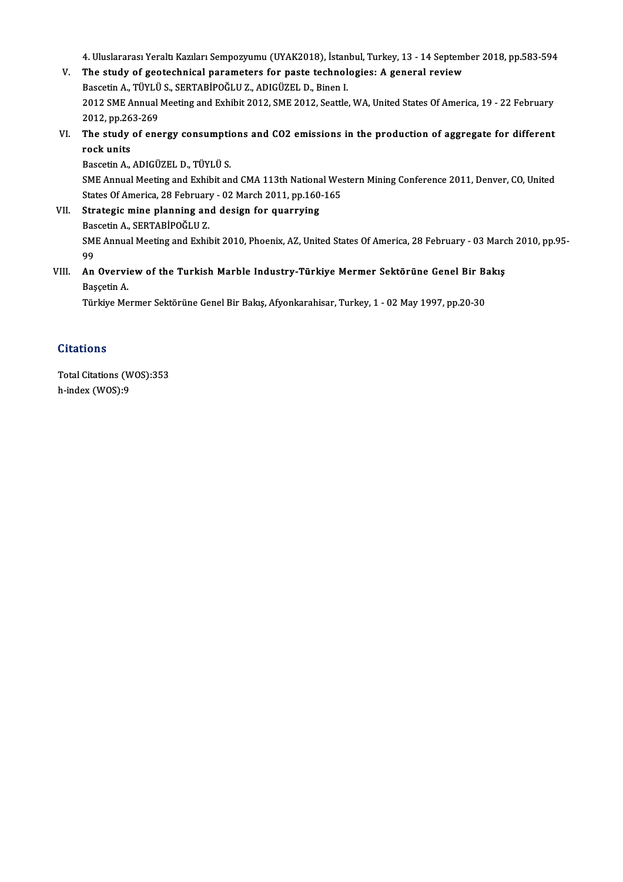4. Uluslararası Yeraltı Kazıları Sempozyumu (UYAK2018), İstanbul, Turkey, 13 - 14 September 2018, pp.583-594

V. **The study of geotechnical parameters for paste technologies: A general review**
Bascetin A., TÜYLÜ S., SERTABİPOĞLU Z., ADIGÜZEL D., Binen I.
2012 SME Annual Meeting and Exhibit 2012, SME 2012, Seattle, WA, United States Of America, 19 - 22 February 2012, pp.263-269

VI. **The study of energy consumptions and CO2 emissions in the production of aggregate for different rock units**
Bascetin A., ADIGÜZEL D., TÜYLÜ S.
SME Annual Meeting and Exhibit and CMA 113th National Western Mining Conference 2011, Denver, CO, United States Of America, 28 February - 02 March 2011, pp.160-165

VII. **Strategic mine planning and design for quarrying**
Bascetin A., SERTABİPOĞLU Z.
SME Annual Meeting and Exhibit 2010, Phoenix, AZ, United States Of America, 28 February - 03 March 2010, pp.95-99

VIII. **An Overview of the Turkish Marble Industry-Türkiye Mermer Sektörüne Genel Bir Bakış**
Başçetin A.
Türkiye Mermer Sektörüne Genel Bir Bakış, Afyonkarahisar, Turkey, 1 - 02 May 1997, pp.20-30

## Citations

Total Citations (WOS):353
h-index (WOS):9